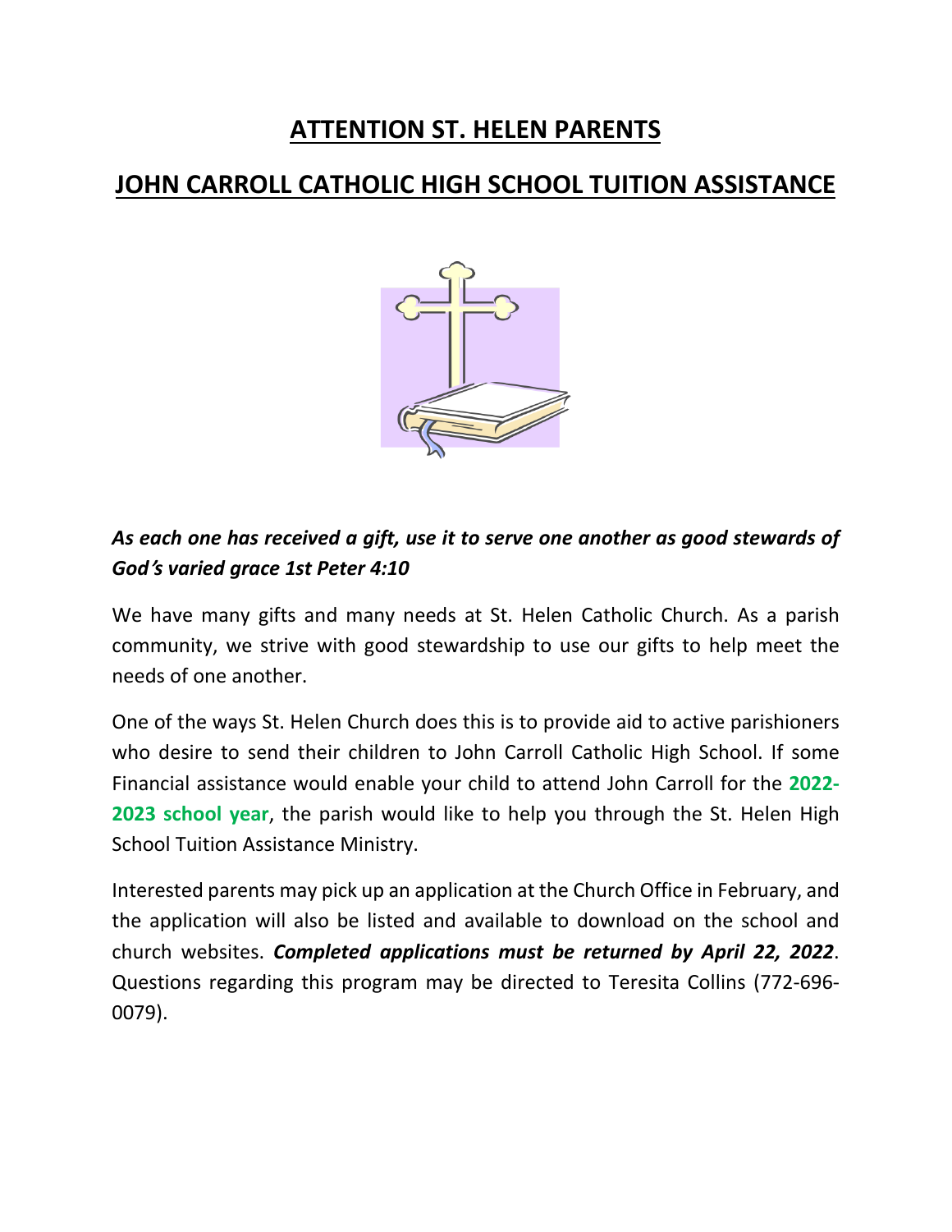# ATTENTION ST. HELEN PARENTS

# JOHN CARROLL CATHOLIC HIGH SCHOOL TUITION ASSISTANCE

***As each one has received a gift, use it to serve one another as good stewards of God's varied grace 1st Peter 4:10***

We have many gifts and many needs at St. Helen Catholic Church. As a parish community, we strive with good stewardship to use our gifts to help meet the needs of one another.

One of the ways St. Helen Church does this is to provide aid to active parishioners who desire to send their children to John Carroll Catholic High School. If some Financial assistance would enable your child to attend John Carroll for the **2022-2023 school year**, the parish would like to help you through the St. Helen High School Tuition Assistance Ministry.

Interested parents may pick up an application at the Church Office in February, and the application will also be listed and available to download on the school and church websites. ***Completed applications must be returned by April 22, 2022***. Questions regarding this program may be directed to Teresita Collins (772-696-0079).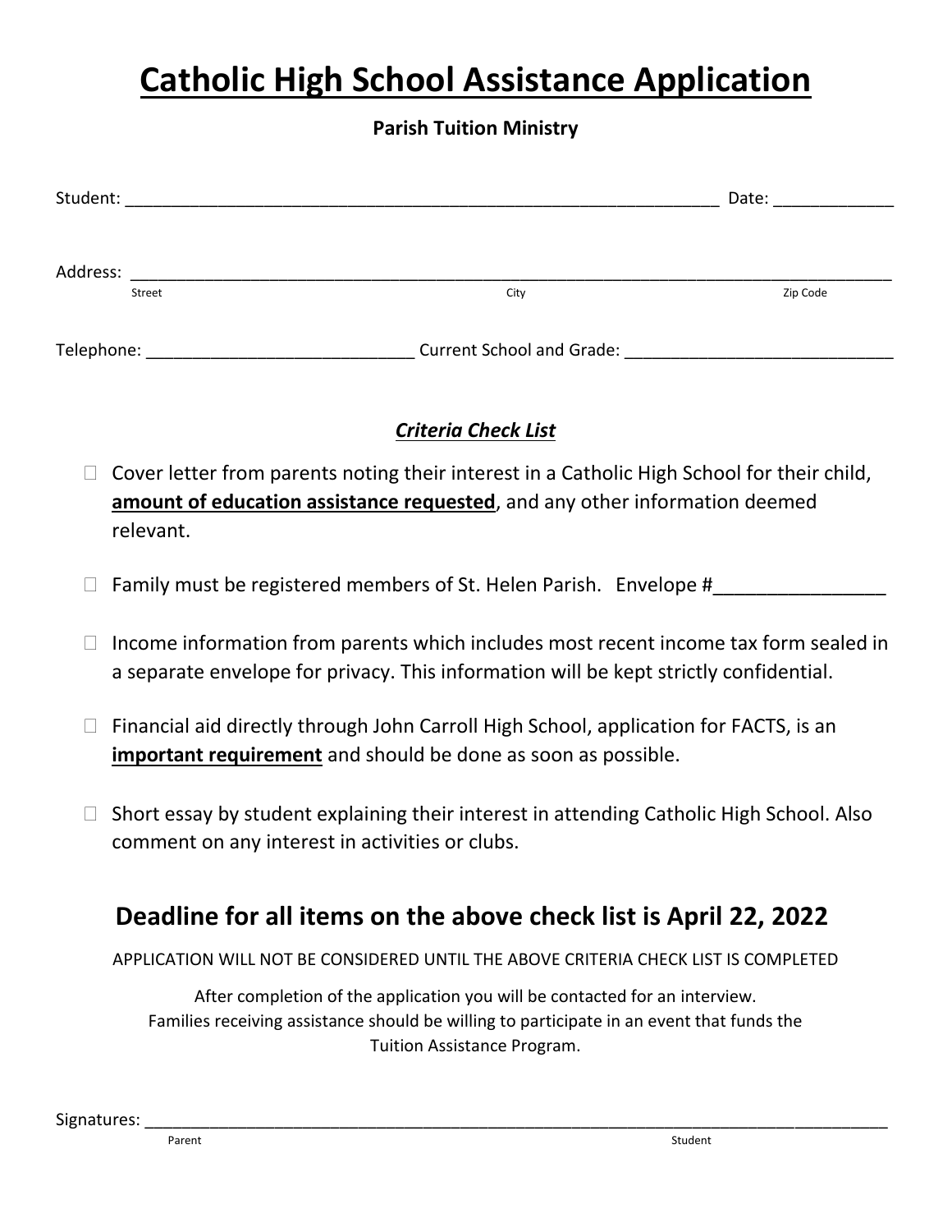# Catholic High School Assistance Application

**Parish Tuition Ministry**

Student: ______________________________________________________________ Date: ____________

Address: ________________________________________________________________________________
Street City Zip Code

Telephone: ____________________________ Current School and Grade: ____________________________

### ***Criteria Check List***

- ☐ Cover letter from parents noting their interest in a Catholic High School for their child, **amount of education assistance requested**, and any other information deemed relevant.

- ☐ Family must be registered members of St. Helen Parish. Envelope #________________

- ☐ Income information from parents which includes most recent income tax form sealed in a separate envelope for privacy. This information will be kept strictly confidential.

- ☐ Financial aid directly through John Carroll High School, application for FACTS, is an **important requirement** and should be done as soon as possible.

- ☐ Short essay by student explaining their interest in attending Catholic High School. Also comment on any interest in activities or clubs.

## Deadline for all items on the above check list is April 22, 2022

APPLICATION WILL NOT BE CONSIDERED UNTIL THE ABOVE CRITERIA CHECK LIST IS COMPLETED

After completion of the application you will be contacted for an interview.
Families receiving assistance should be willing to participate in an event that funds the Tuition Assistance Program.

Signatures: ______________________________________________________________________________
Parent Student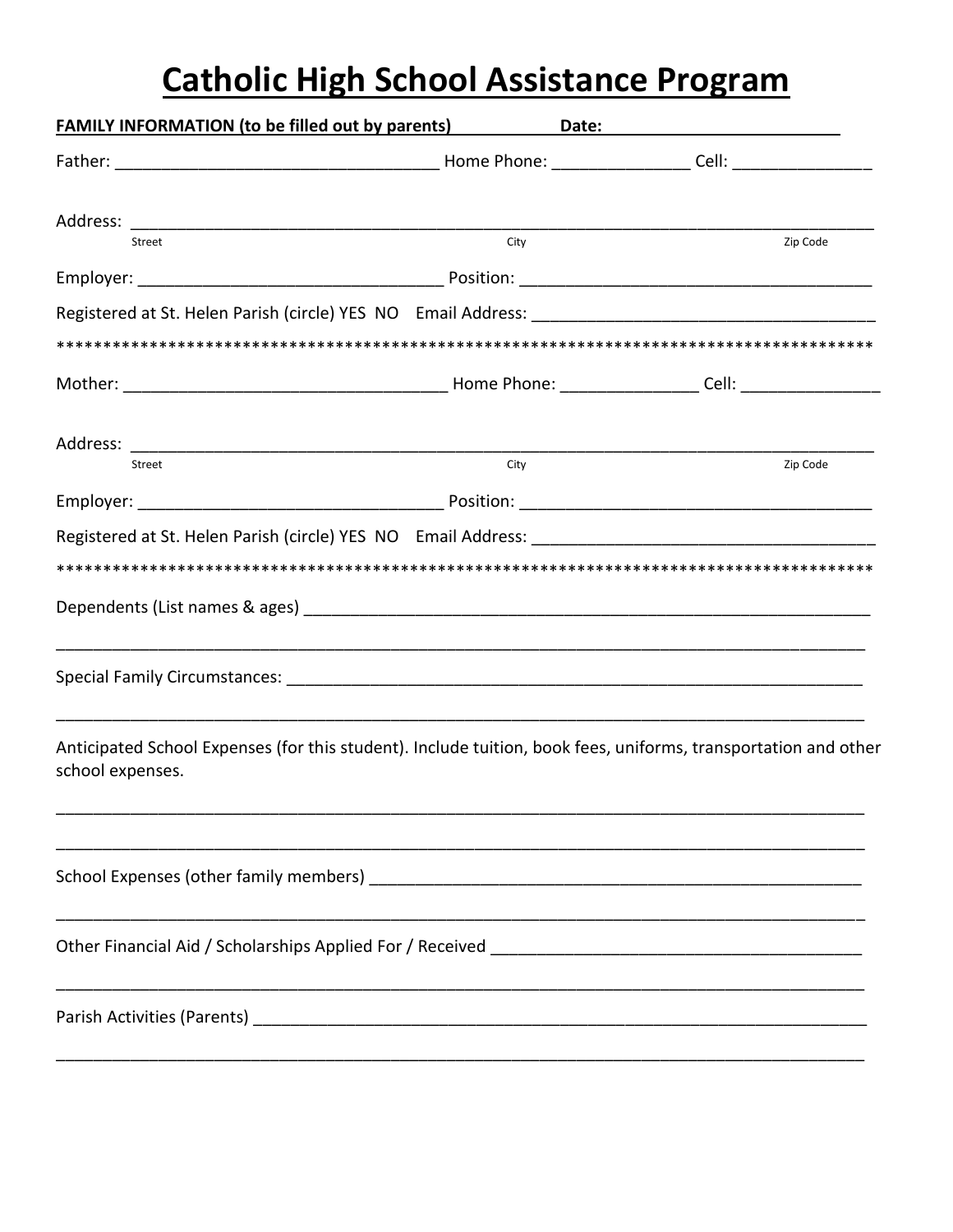# Catholic High School Assistance Program

**FAMILY INFORMATION (to be filled out by parents)** **Date:** ________________________

Father: _________________________________ Home Phone: ______________ Cell: ______________

Address: _______________________________________________________________________________
Street City Zip Code

Employer: _______________________________ Position: ____________________________________

Registered at St. Helen Parish (circle) YES NO Email Address: ___________________________________

*****************************************************************************************

Mother: _________________________________ Home Phone: ______________ Cell: ______________

Address: _______________________________________________________________________________
Street City Zip Code

Employer: _______________________________ Position: ____________________________________

Registered at St. Helen Parish (circle) YES NO Email Address: ___________________________________

*****************************************************************************************

Dependents (List names & ages) ____________________________________________________________

_______________________________________________________________________________________

Special Family Circumstances: _______________________________________________________________

_______________________________________________________________________________________

Anticipated School Expenses (for this student). Include tuition, book fees, uniforms, transportation and other school expenses.

_______________________________________________________________________________________

_______________________________________________________________________________________

School Expenses (other family members) ______________________________________________________

_______________________________________________________________________________________

Other Financial Aid / Scholarships Applied For / Received ______________________________________

_______________________________________________________________________________________

Parish Activities (Parents) ___________________________________________________________________

_______________________________________________________________________________________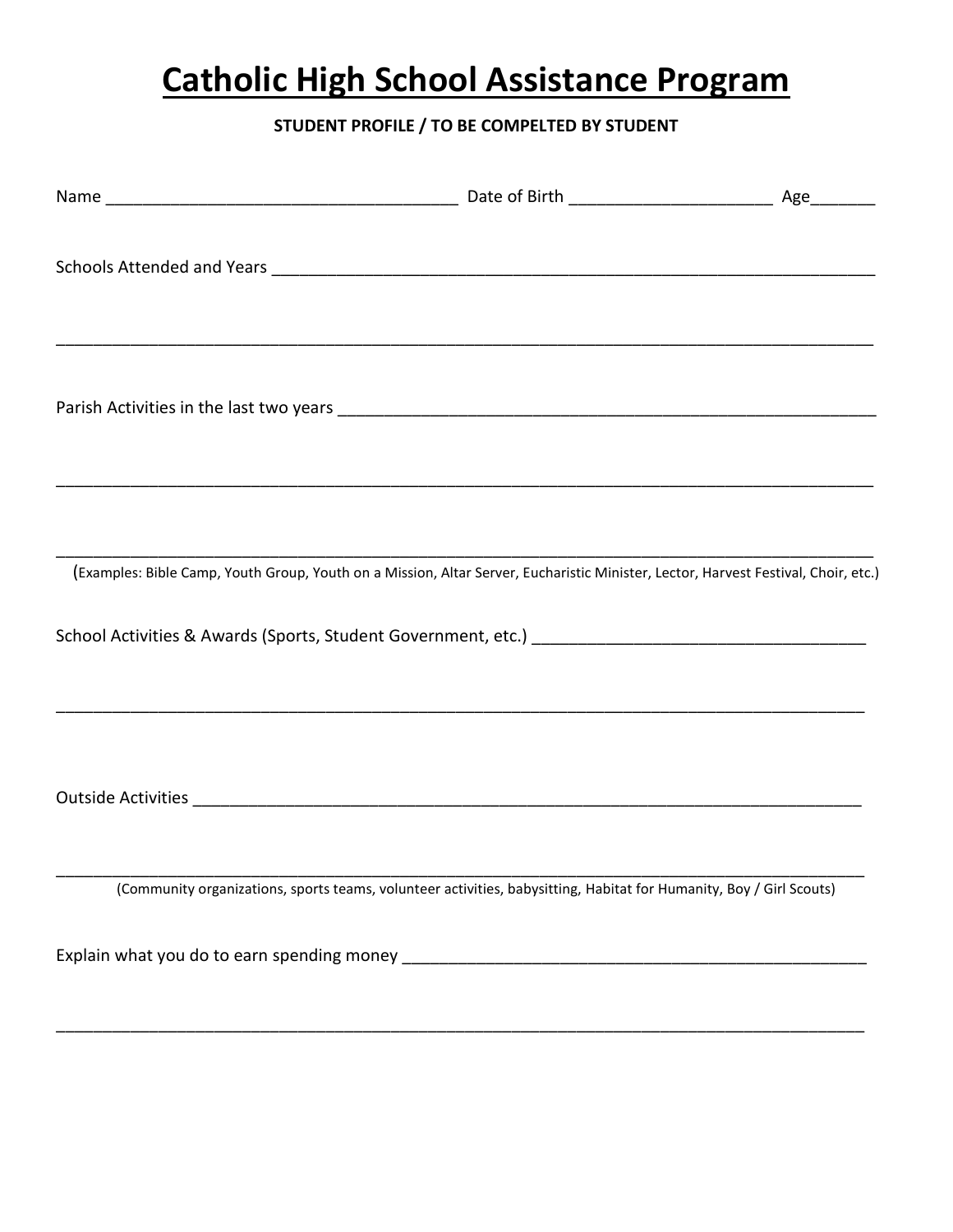# Catholic High School Assistance Program

**STUDENT PROFILE / TO BE COMPELTED BY STUDENT**

Name _____________________________________ Date of Birth _____________________ Age_______

Schools Attended and Years _______________________________________________________________

_____________________________________________________________________________________

Parish Activities in the last two years ___________________________________________________________

_____________________________________________________________________________________

_____________________________________________________________________________________

(Examples: Bible Camp, Youth Group, Youth on a Mission, Altar Server, Eucharistic Minister, Lector, Harvest Festival, Choir, etc.)

School Activities & Awards (Sports, Student Government, etc.) ___________________________________

_____________________________________________________________________________________

Outside Activities _______________________________________________________________________

_____________________________________________________________________________________

(Community organizations, sports teams, volunteer activities, babysitting, Habitat for Humanity, Boy / Girl Scouts)

Explain what you do to earn spending money ___________________________________________________

_____________________________________________________________________________________